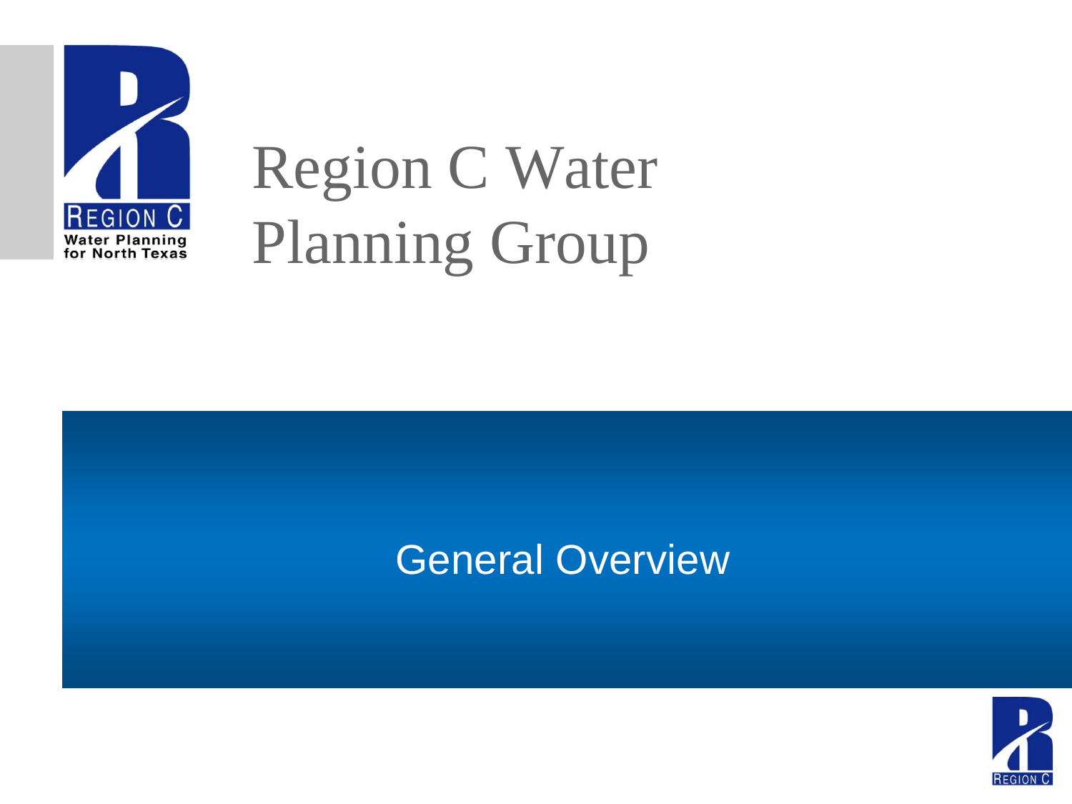# Region C Water Planning Group

## General Overview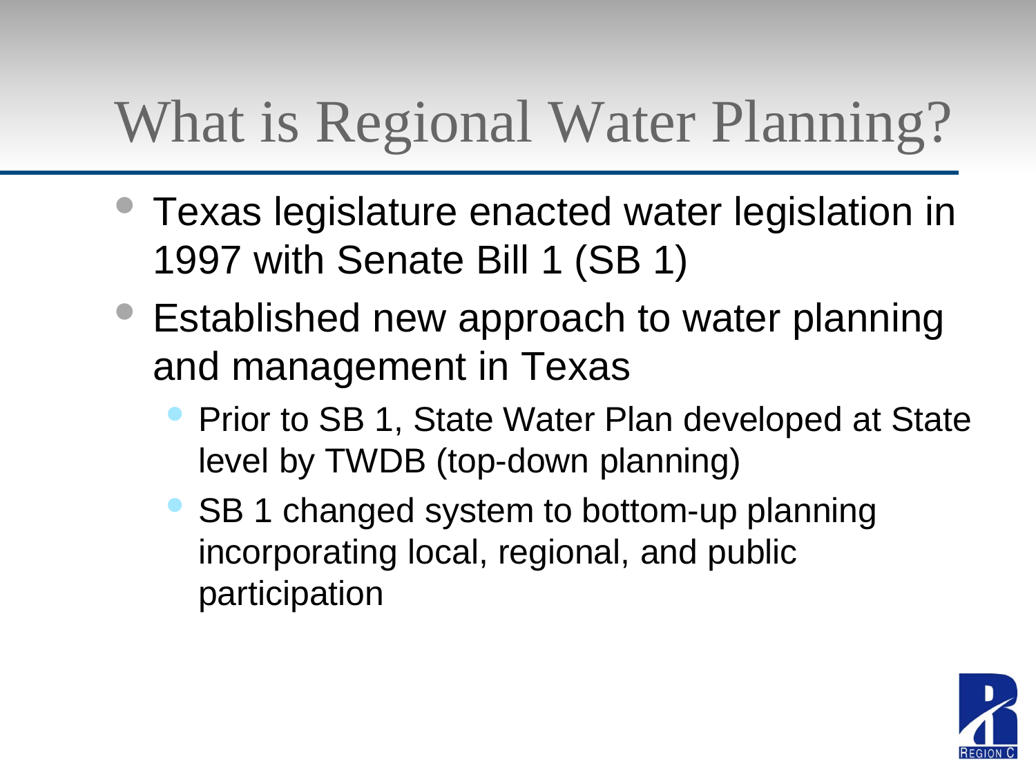# What is Regional Water Planning?

- Texas legislature enacted water legislation in 1997 with Senate Bill 1 (SB 1)
- Established new approach to water planning and management in Texas
  - Prior to SB 1, State Water Plan developed at State level by TWDB (top-down planning)
  - SB 1 changed system to bottom-up planning incorporating local, regional, and public participation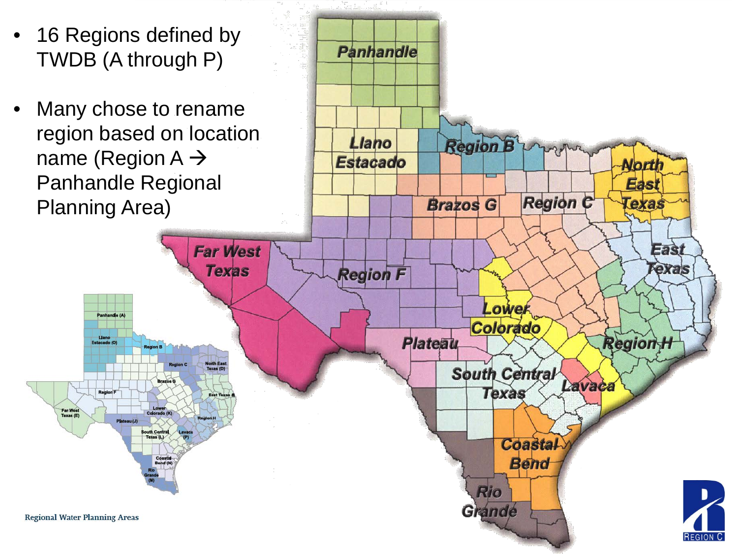- 16 Regions defined by TWDB (A through P)
- Many chose to rename region based on location name (Region A → Panhandle Regional Planning Area)

Panhandle

Llano Estacado

Region B

North East Texas

Brazos G

Region C

Far West Texas

Region F

East Texas

Lower Colorado

Plateau

Region H

South Central Texas

Lavaca

Coastal Bend

Rio Grande

Panhandle (A)

Llano Estacado (O)

Region B

Region C

North East Texas (D)

Brazos G

East Texas (I)

Region F

Far West Texas (E)

Lower Colorado (K)

Region H

Plateau (J)

South Central Texas (L)

Lavaca (P)

Coastal Bend (N)

Rio Grande (M)

Regional Water Planning Areas

REGION C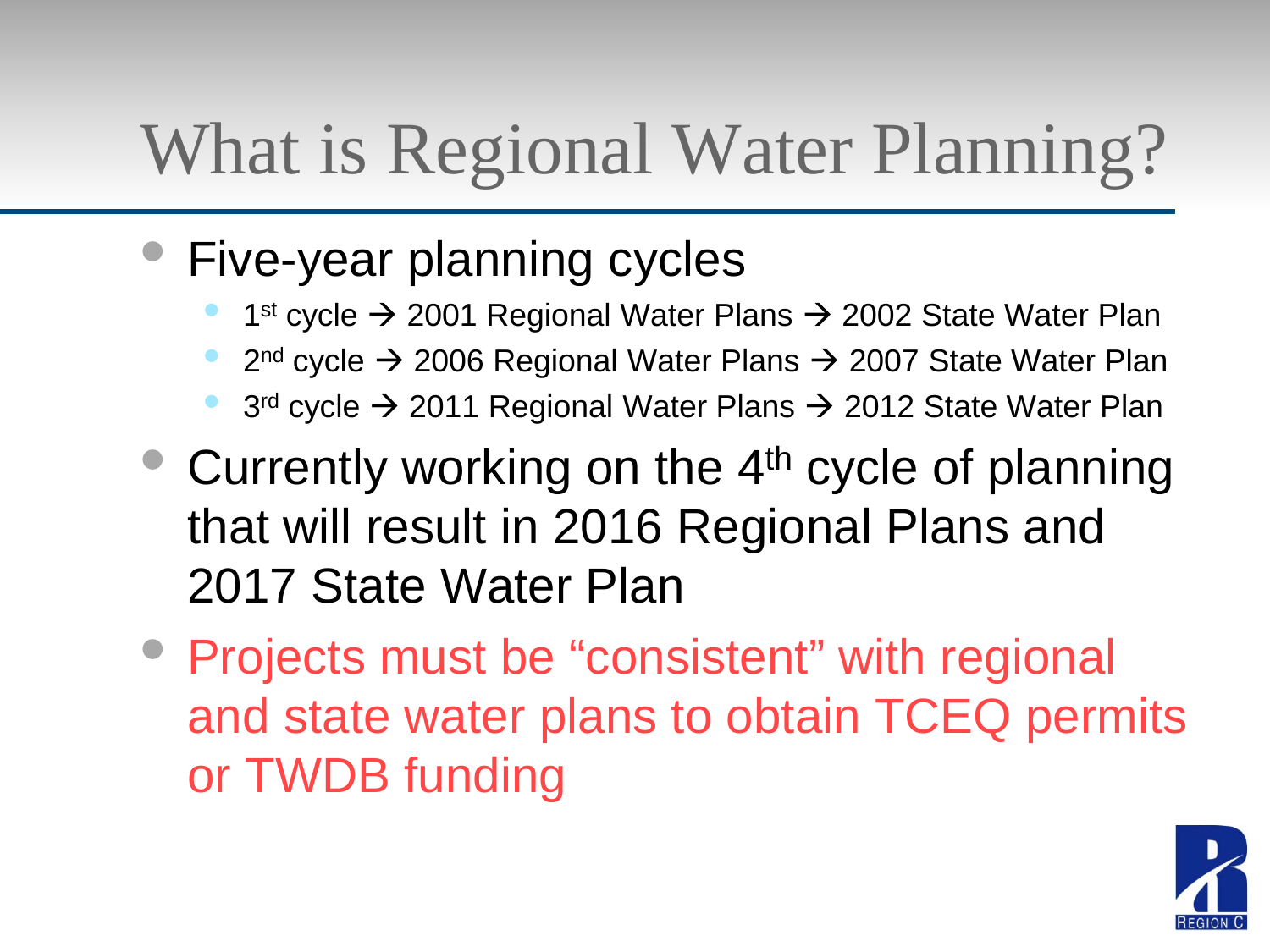# What is Regional Water Planning?

- Five-year planning cycles
  - 1st cycle → 2001 Regional Water Plans → 2002 State Water Plan
  - 2nd cycle → 2006 Regional Water Plans → 2007 State Water Plan
  - 3rd cycle → 2011 Regional Water Plans → 2012 State Water Plan
- Currently working on the 4th cycle of planning that will result in 2016 Regional Plans and 2017 State Water Plan
- Projects must be “consistent” with regional and state water plans to obtain TCEQ permits or TWDB funding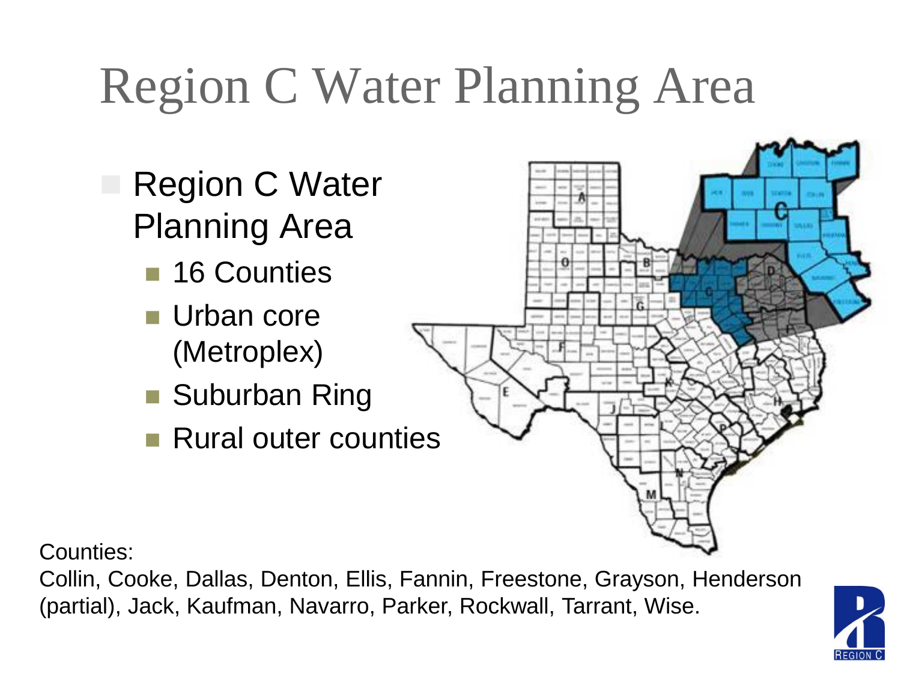# Region C Water Planning Area

- Region C Water Planning Area
  - 16 Counties
  - Urban core (Metroplex)
  - Suburban Ring
  - Rural outer counties

Counties:
Collin, Cooke, Dallas, Denton, Ellis, Fannin, Freestone, Grayson, Henderson (partial), Jack, Kaufman, Navarro, Parker, Rockwall, Tarrant, Wise.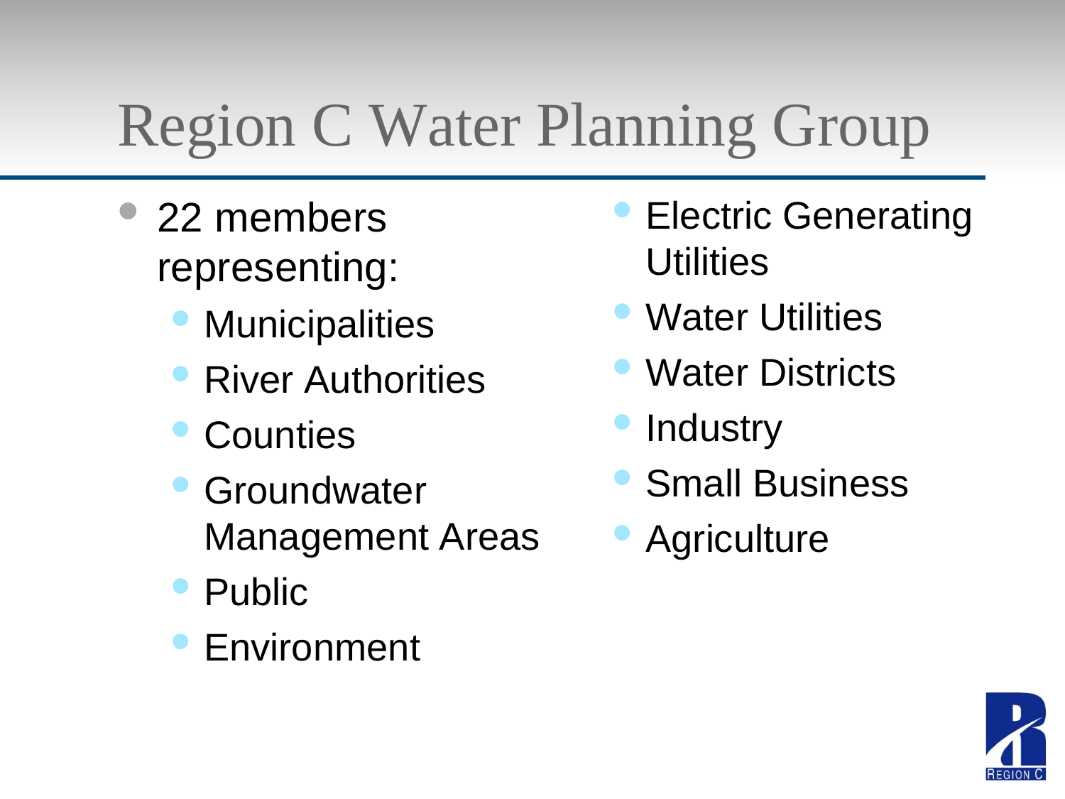# Region C Water Planning Group

- 22 members representing:
  - Municipalities
  - River Authorities
  - Counties
  - Groundwater Management Areas
  - Public
  - Environment
  - Electric Generating Utilities
  - Water Utilities
  - Water Districts
  - Industry
  - Small Business
  - Agriculture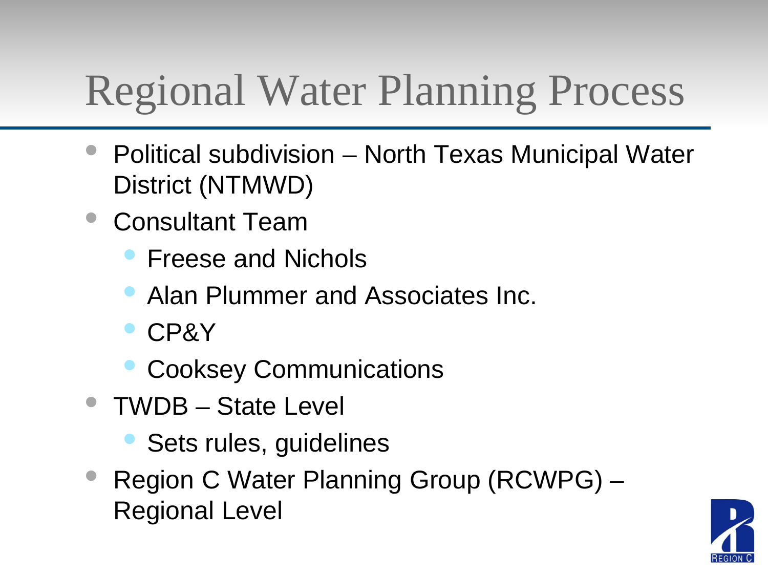# Regional Water Planning Process

- Political subdivision – North Texas Municipal Water District (NTMWD)
- Consultant Team
  - Freese and Nichols
  - Alan Plummer and Associates Inc.
  - CP&Y
  - Cooksey Communications
- TWDB – State Level
  - Sets rules, guidelines
- Region C Water Planning Group (RCWPG) – Regional Level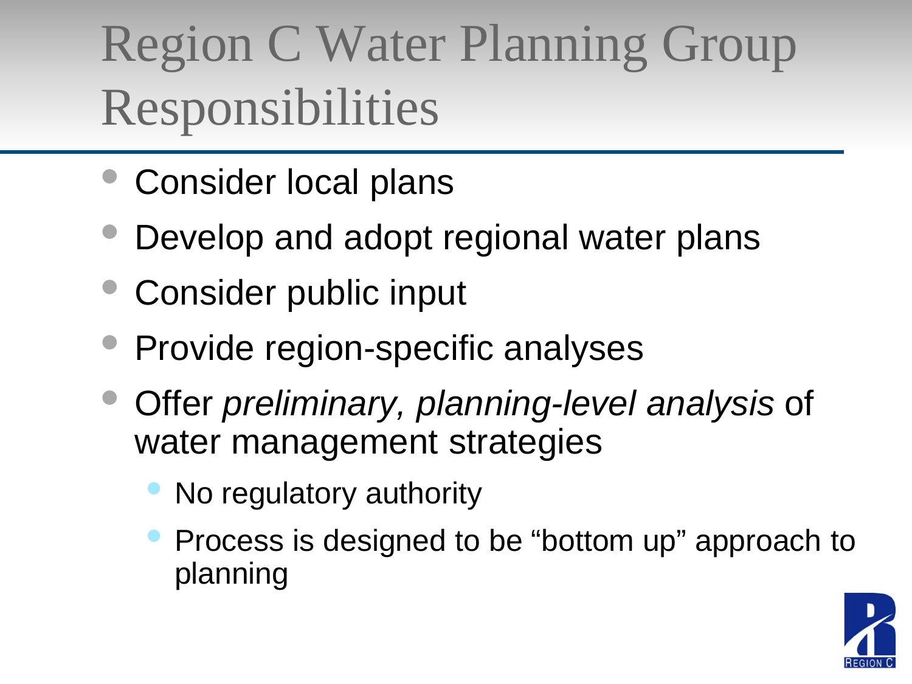# Region C Water Planning Group Responsibilities

- Consider local plans
- Develop and adopt regional water plans
- Consider public input
- Provide region-specific analyses
- Offer *preliminary, planning-level analysis* of water management strategies
  - No regulatory authority
  - Process is designed to be "bottom up" approach to planning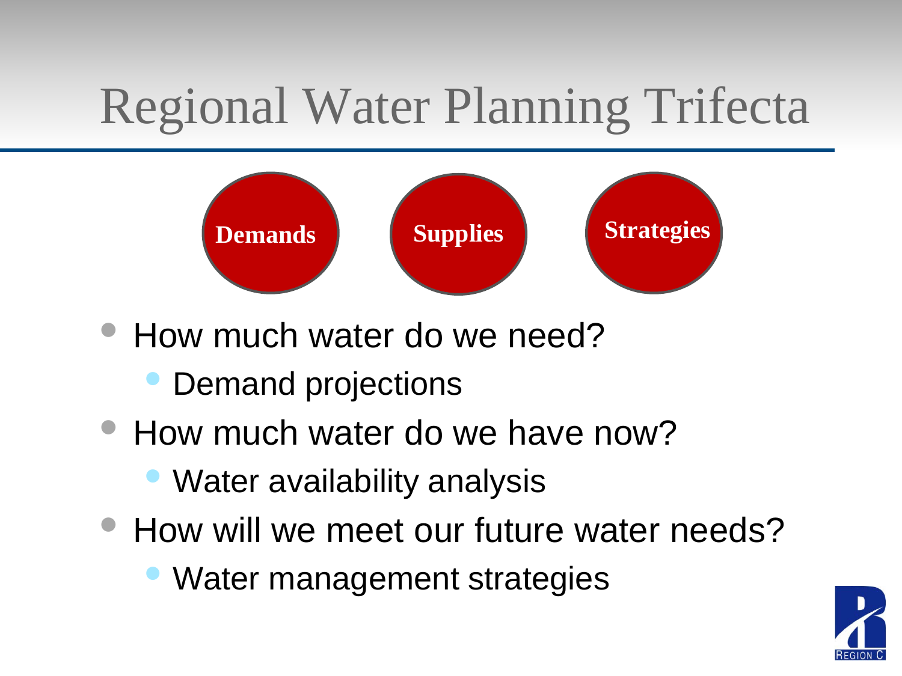# Regional Water Planning Trifecta

**Demands** **Supplies** **Strategies**

- How much water do we need?
  - Demand projections
- How much water do we have now?
  - Water availability analysis
- How will we meet our future water needs?
  - Water management strategies

REGION C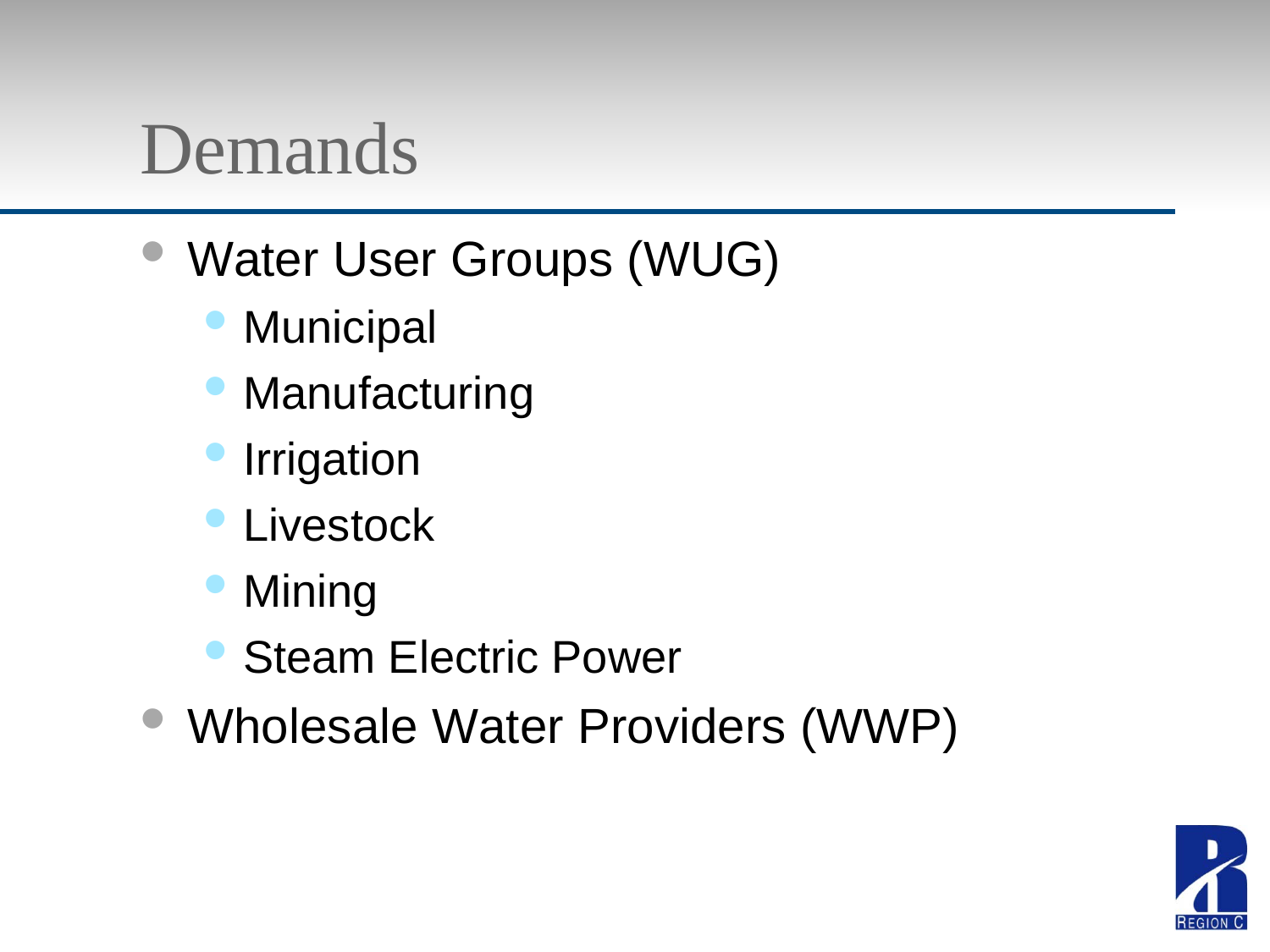# Demands

- Water User Groups (WUG)
  - Municipal
  - Manufacturing
  - Irrigation
  - Livestock
  - Mining
  - Steam Electric Power
- Wholesale Water Providers (WWP)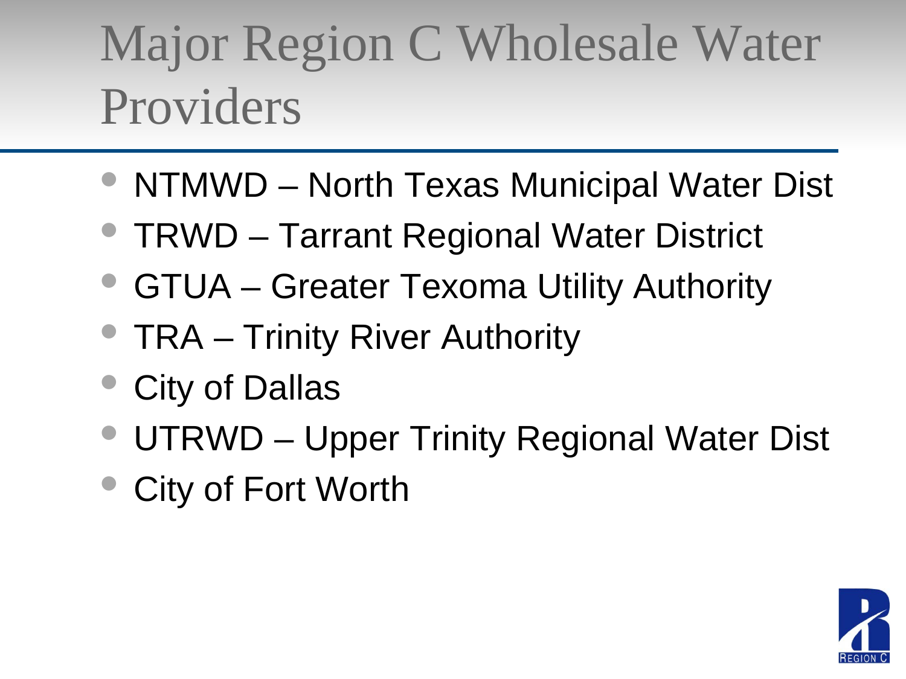# Major Region C Wholesale Water Providers

- NTMWD – North Texas Municipal Water Dist
- TRWD – Tarrant Regional Water District
- GTUA – Greater Texoma Utility Authority
- TRA – Trinity River Authority
- City of Dallas
- UTRWD – Upper Trinity Regional Water Dist
- City of Fort Worth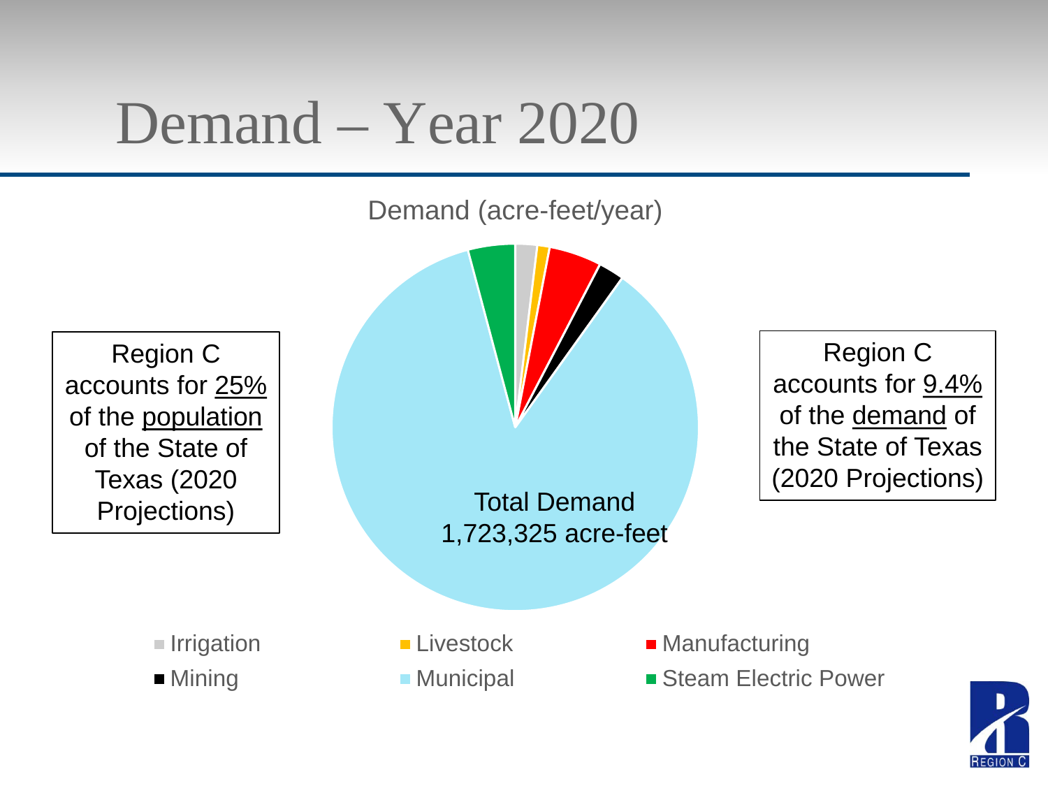# Demand – Year 2020

Demand (acre-feet/year)

Region C accounts for 25% of the population of the State of Texas (2020 Projections)

Total Demand 1,723,325 acre-feet

Region C accounts for 9.4% of the demand of the State of Texas (2020 Projections)

- Irrigation
- Livestock
- Manufacturing
- Mining
- Municipal
- Steam Electric Power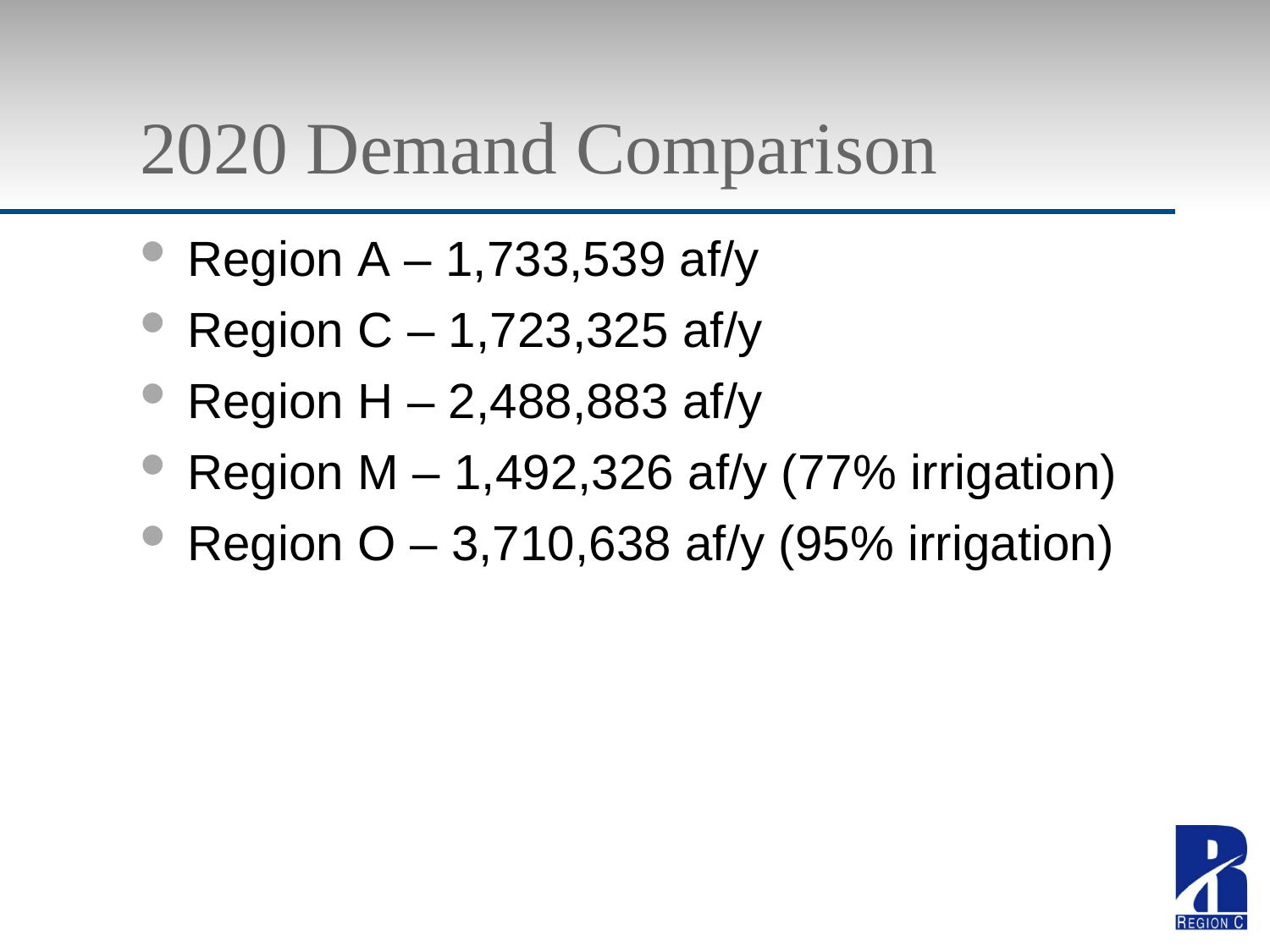# 2020 Demand Comparison

- Region A – 1,733,539 af/y
- Region C – 1,723,325 af/y
- Region H – 2,488,883 af/y
- Region M – 1,492,326 af/y (77% irrigation)
- Region O – 3,710,638 af/y (95% irrigation)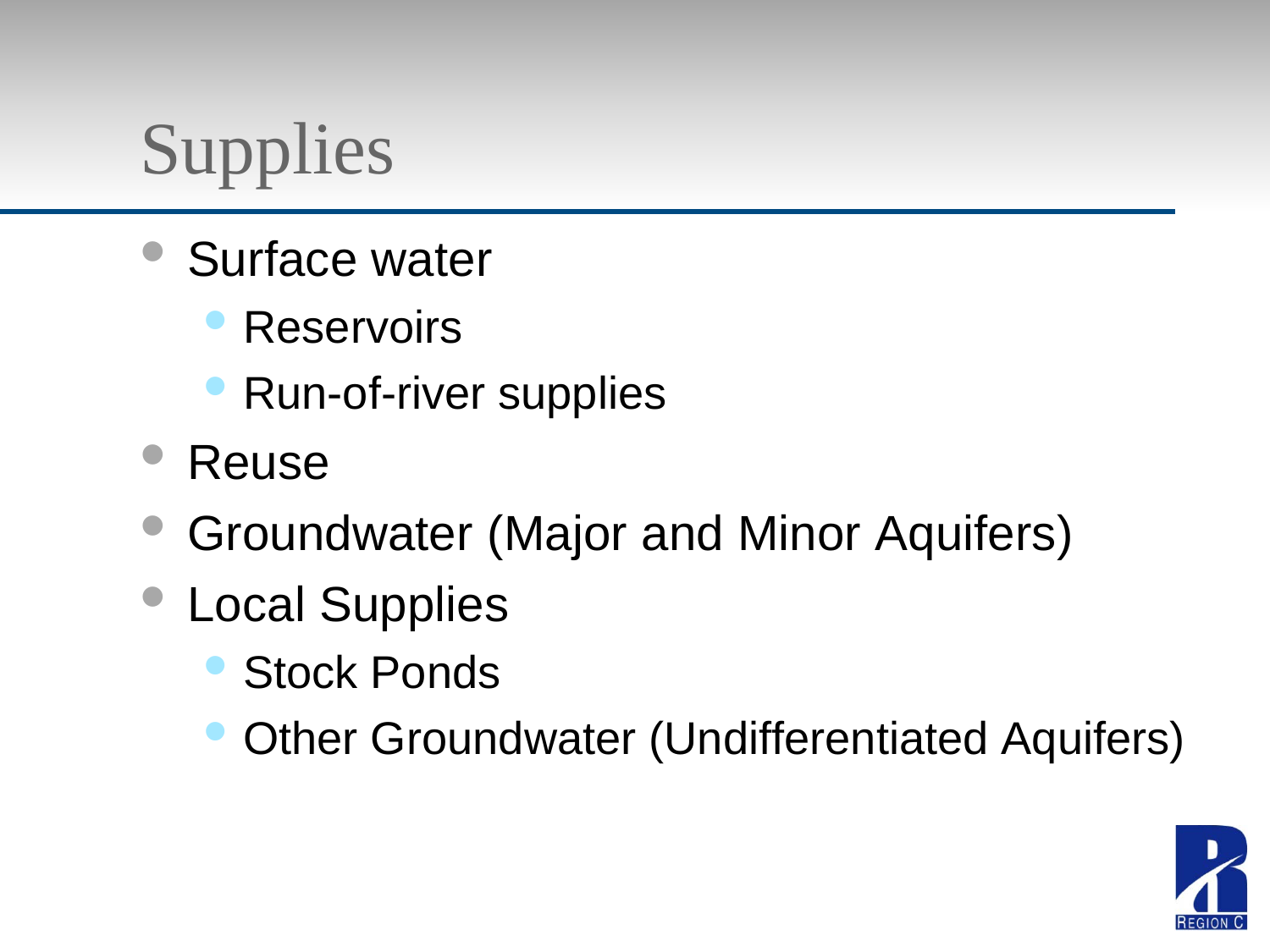# Supplies

- Surface water
  - Reservoirs
  - Run-of-river supplies
- Reuse
- Groundwater (Major and Minor Aquifers)
- Local Supplies
  - Stock Ponds
  - Other Groundwater (Undifferentiated Aquifers)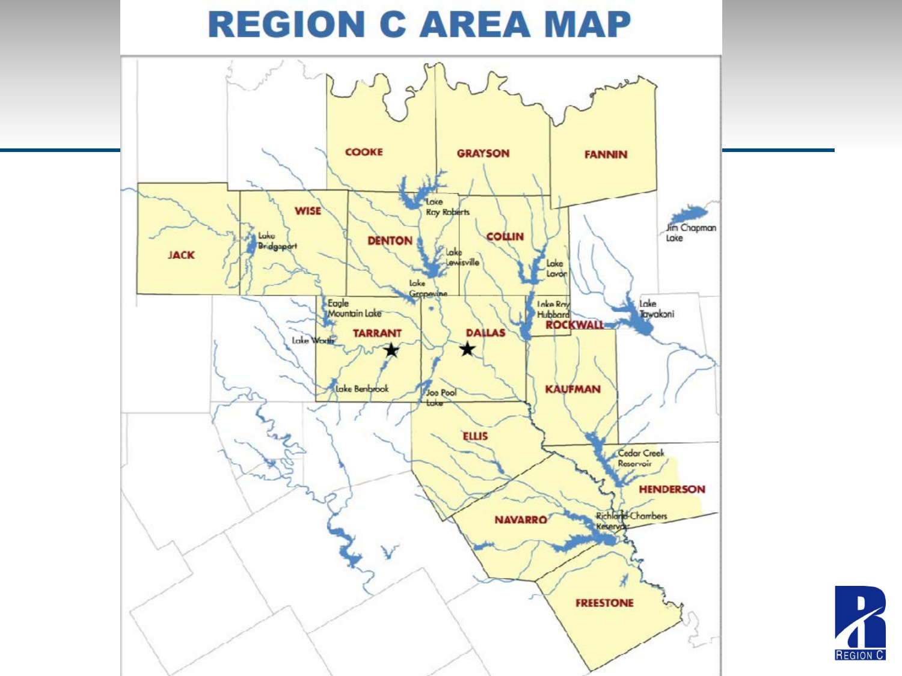# REGION C AREA MAP

COOKE

GRAYSON

FANNIN

JACK

WISE

DENTON

COLLIN

TARRANT

DALLAS

ROCKWALL

KAUFMAN

ELLIS

HENDERSON

NAVARRO

FREESTONE

Lake Ray Roberts

Lake Bridgeport

Lake Lewisville

Lake Lavon

Jim Chapman Lake

Lake Grapevine

Lake Ray Hubbard

Lake Tawakoni

Eagle Mountain Lake

Lake Worth

Lake Benbrook

Joe Pool Lake

Cedar Creek Reservoir

Richland-Chambers Reservoir

REGION C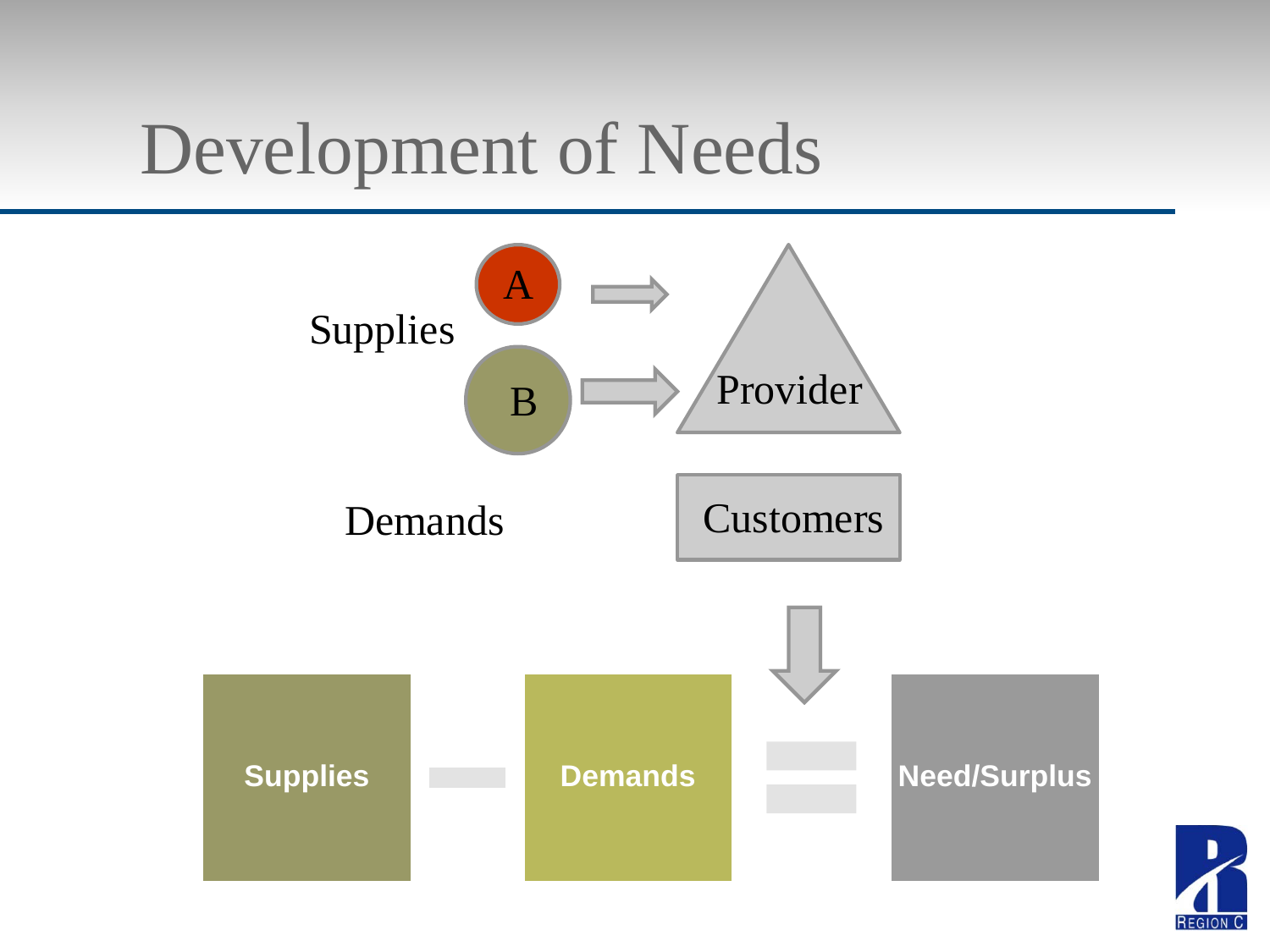# Development of Needs

Supplies

A

B

Provider

Demands

Customers

Supplies − Demands = Need/Surplus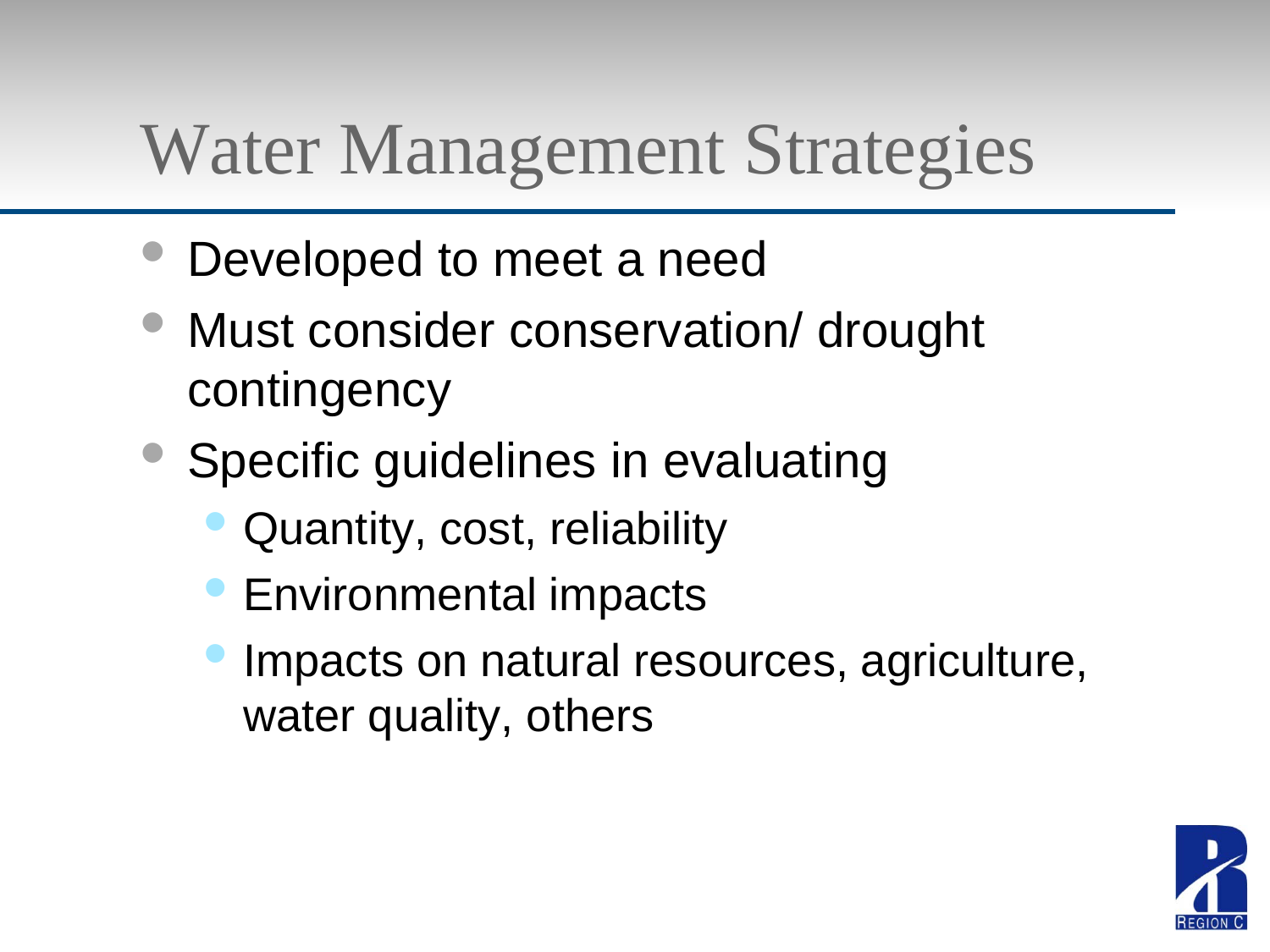# Water Management Strategies

- Developed to meet a need
- Must consider conservation/ drought contingency
- Specific guidelines in evaluating
  - Quantity, cost, reliability
  - Environmental impacts
  - Impacts on natural resources, agriculture, water quality, others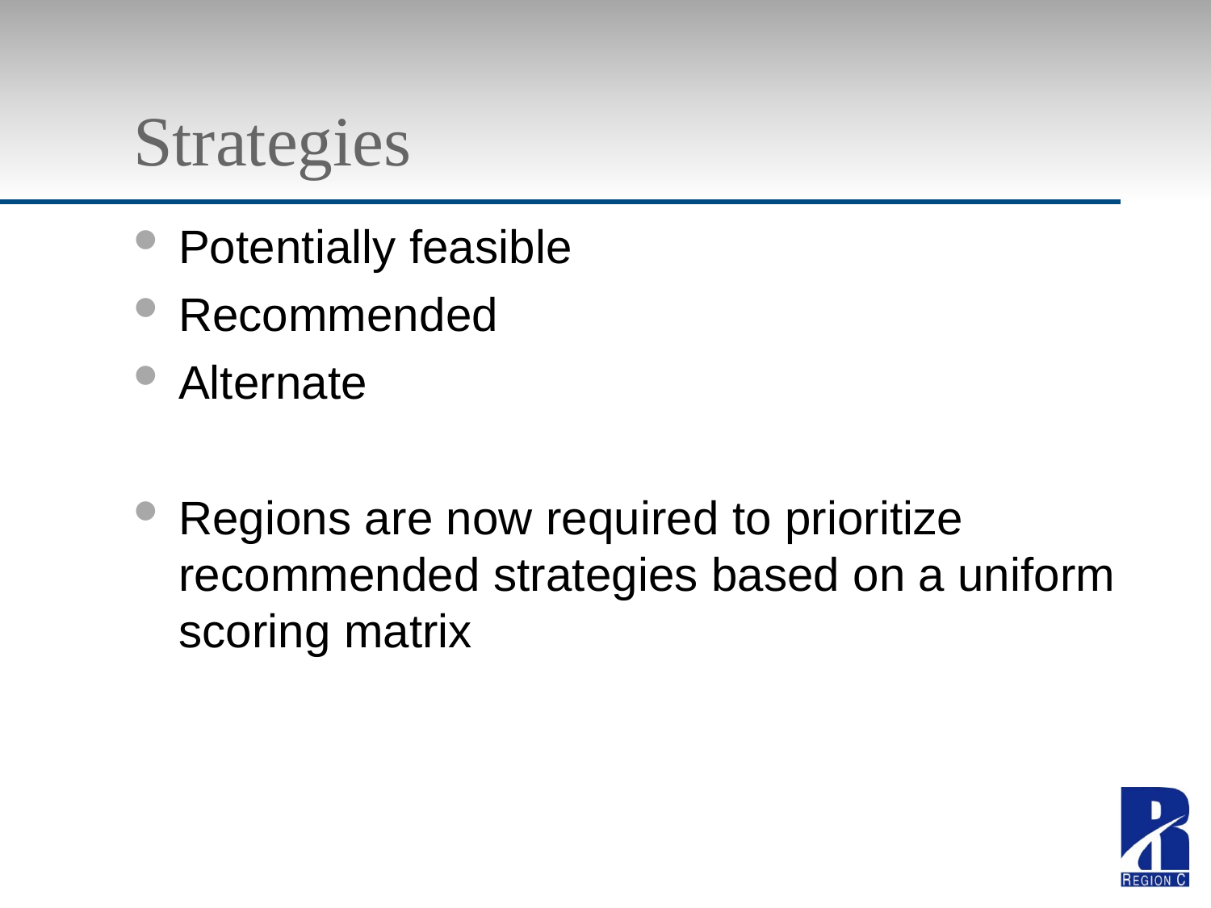# Strategies

- Potentially feasible
- Recommended
- Alternate

- Regions are now required to prioritize recommended strategies based on a uniform scoring matrix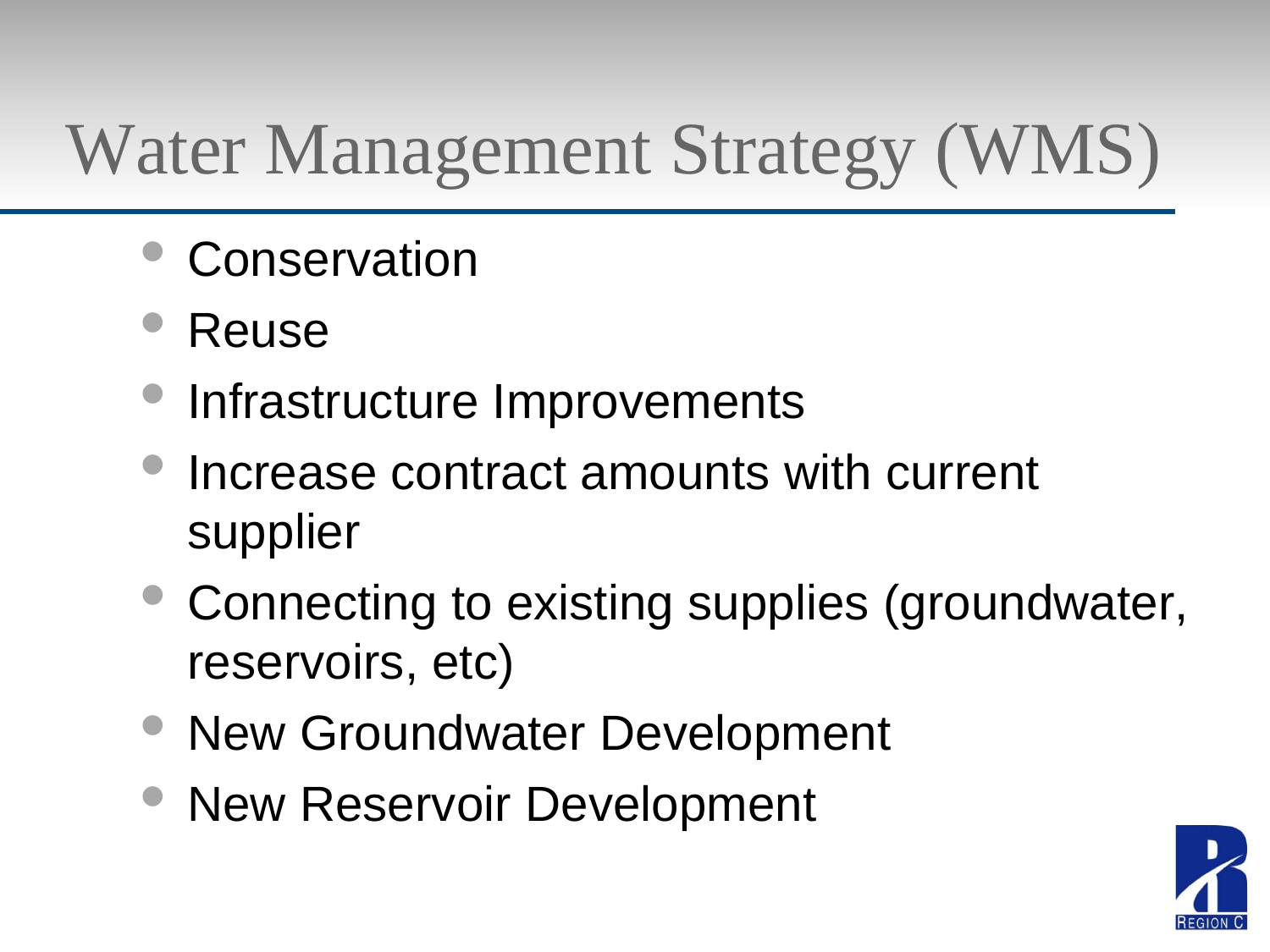# Water Management Strategy (WMS)

- Conservation
- Reuse
- Infrastructure Improvements
- Increase contract amounts with current supplier
- Connecting to existing supplies (groundwater, reservoirs, etc)
- New Groundwater Development
- New Reservoir Development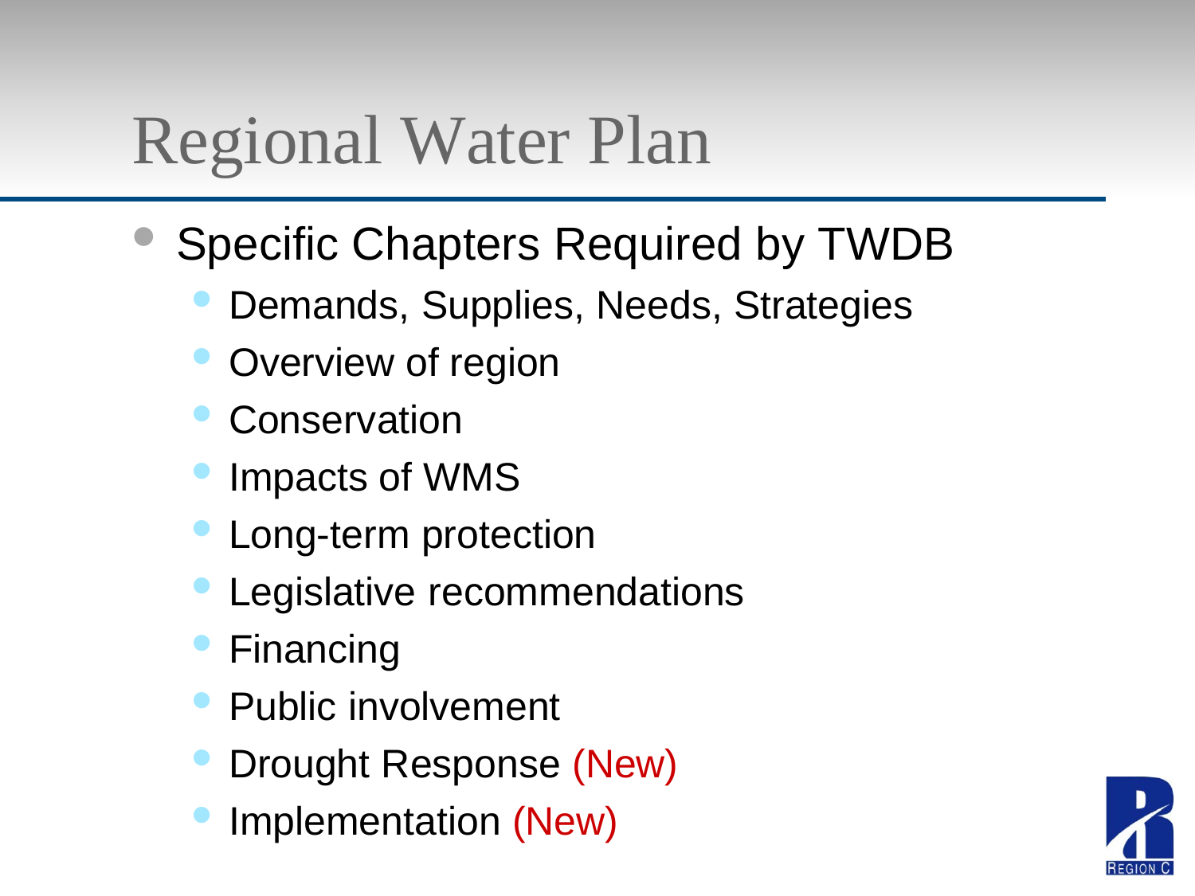# Regional Water Plan

- Specific Chapters Required by TWDB
  - Demands, Supplies, Needs, Strategies
  - Overview of region
  - Conservation
  - Impacts of WMS
  - Long-term protection
  - Legislative recommendations
  - Financing
  - Public involvement
  - Drought Response (New)
  - Implementation (New)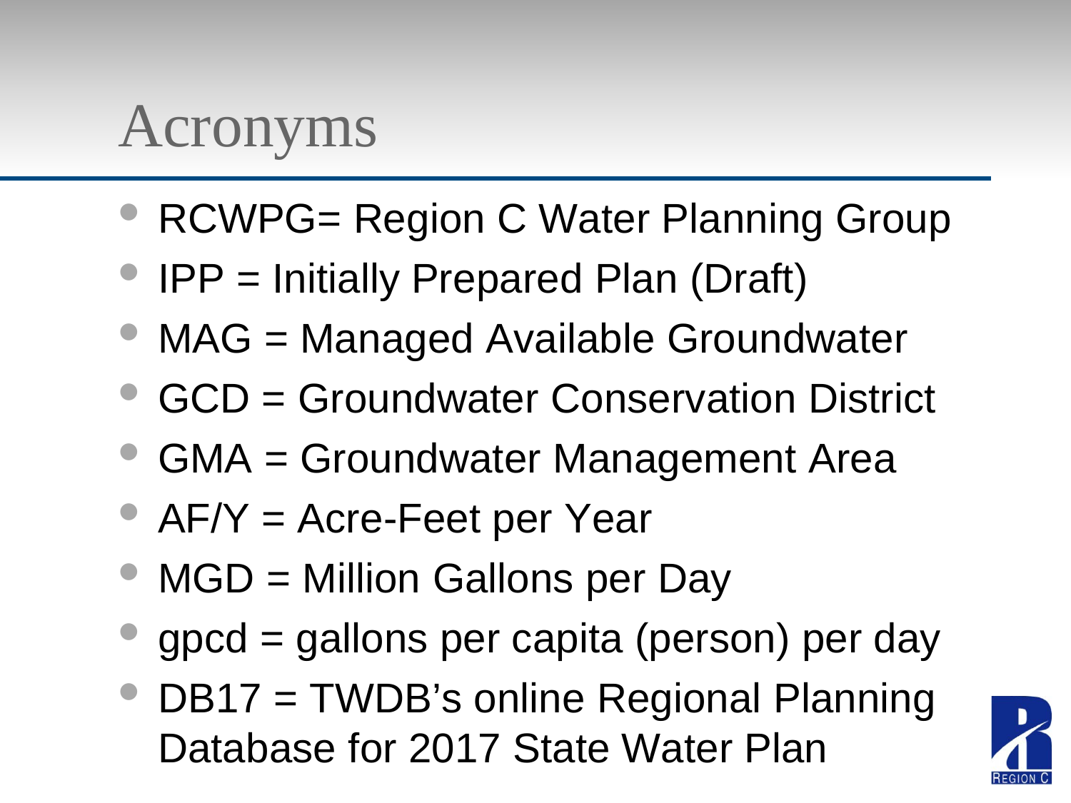# Acronyms

- RCWPG= Region C Water Planning Group
- IPP = Initially Prepared Plan (Draft)
- MAG = Managed Available Groundwater
- GCD = Groundwater Conservation District
- GMA = Groundwater Management Area
- AF/Y = Acre-Feet per Year
- MGD = Million Gallons per Day
- gpcd = gallons per capita (person) per day
- DB17 = TWDB's online Regional Planning Database for 2017 State Water Plan